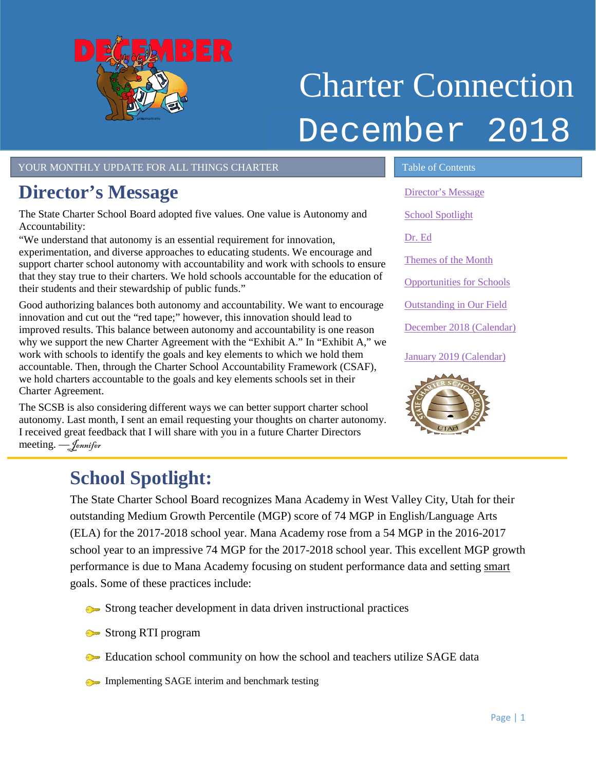# Charter Connection December 2018

YOUR MONTHLY UPDATE FOR ALL THINGS CHARTER

## Director's Message

The State Charter School Board adopted five values. One value is Autonomy and Accountability:

"We understand that autonomy is an essential requirement for innovation, experimentation, and diverse approaches to educating students. We encourage and support charter school autonomy with accountability and work with schools to ensure that they stay true to their charters. We hold schools accountable for the education of their students and their stewardship of public funds."

Good authorizing balances both autonomy and accountability. We want to encourage innovation and cut out the "red tape;" however, this innovation should lead to improved results. This balance between autonomy and accountability is one reason why we support the new Charter Agreement with the "Exhibit A." In "Exhibit A," we work with schools to identify the goals and key elements to which we hold them accountable. Then, through the Charter School Accountability Framework (CSAF), we hold charters accountable to the goals and key elements schools set in their Charter Agreement.

The SCSB is also considering different ways we can better support charter school autonomy. Last month, I sent an email requesting your thoughts on charter autonomy. I received great feedback that I will share with you in a future Charter Directors meeting. —*Jennifer*

### Table of Contents

- Director's Message
- School Spotlight
- Dr. Ed
- Themes of the Month
- Opportunities for Schools
- Outstanding in Our Field
- December 2018 (Calendar)
- January 2019 (Calendar)

## School Spotlight:

The State Charter School Board recognizes Mana Academy in West Valley City, Utah for their outstanding Medium Growth Percentile (MGP) score of 74 MGP in English/Language Arts (ELA) for the 2017-2018 school year. Mana Academy rose from a 54 MGP in the 2016-2017 school year to an impressive 74 MGP for the 2017-2018 school year. This excellent MGP growth performance is due to Mana Academy focusing on student performance data and setting smart goals. Some of these practices include:

- Strong teacher development in data driven instructional practices
- Strong RTI program
- Education school community on how the school and teachers utilize SAGE data
- Implementing SAGE interim and benchmark testing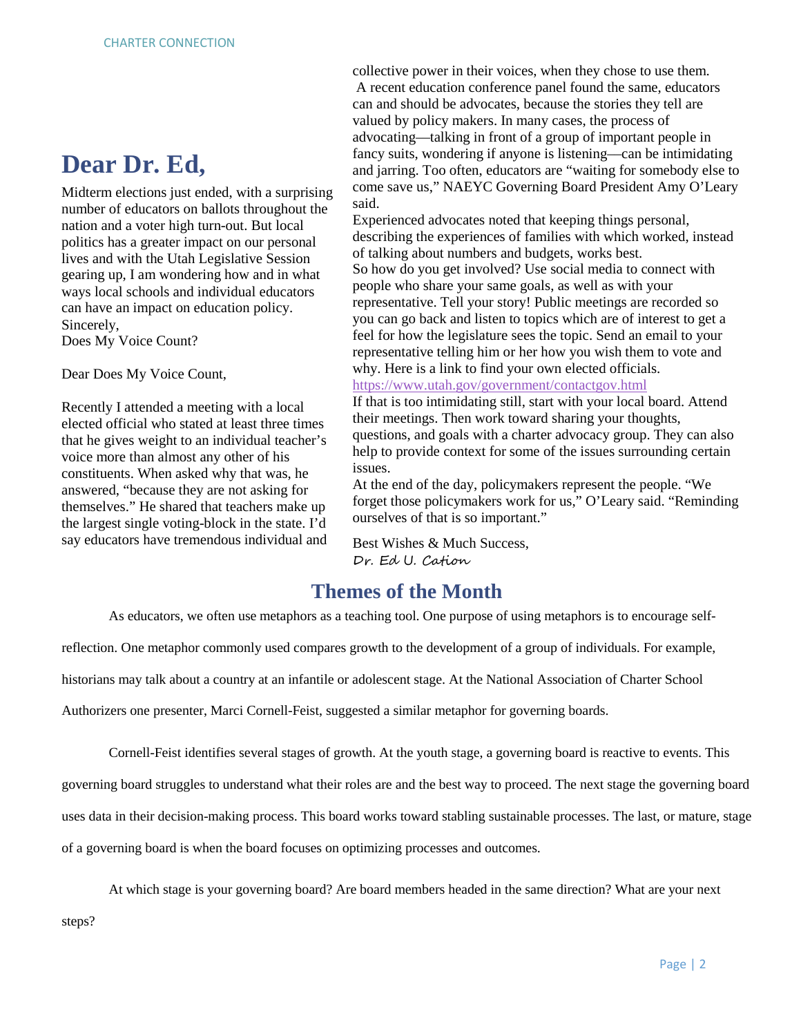# Dear Dr. Ed,

Midterm elections just ended, with a surprising number of educators on ballots throughout the nation and a voter high turn-out. But local politics has a greater impact on our personal lives and with the Utah Legislative Session gearing up, I am wondering how and in what ways local schools and individual educators can have an impact on education policy.
Sincerely,
Does My Voice Count?

Dear Does My Voice Count,

Recently I attended a meeting with a local elected official who stated at least three times that he gives weight to an individual teacher's voice more than almost any other of his constituents. When asked why that was, he answered, "because they are not asking for themselves." He shared that teachers make up the largest single voting-block in the state. I'd say educators have tremendous individual and collective power in their voices, when they chose to use them.
A recent education conference panel found the same, educators can and should be advocates, because the stories they tell are valued by policy makers. In many cases, the process of advocating—talking in front of a group of important people in fancy suits, wondering if anyone is listening—can be intimidating and jarring. Too often, educators are "waiting for somebody else to come save us," NAEYC Governing Board President Amy O'Leary said.
Experienced advocates noted that keeping things personal, describing the experiences of families with which worked, instead of talking about numbers and budgets, works best.
So how do you get involved? Use social media to connect with people who share your same goals, as well as with your representative. Tell your story! Public meetings are recorded so you can go back and listen to topics which are of interest to get a feel for how the legislature sees the topic. Send an email to your representative telling him or her how you wish them to vote and why. Here is a link to find your own elected officials.
https://www.utah.gov/government/contactgov.html
If that is too intimidating still, start with your local board. Attend their meetings. Then work toward sharing your thoughts, questions, and goals with a charter advocacy group. They can also help to provide context for some of the issues surrounding certain issues.
At the end of the day, policymakers represent the people. "We forget those policymakers work for us," O'Leary said. "Reminding ourselves of that is so important."

Best Wishes & Much Success,
*Dr. Ed U. Cation*

## Themes of the Month

As educators, we often use metaphors as a teaching tool. One purpose of using metaphors is to encourage self-reflection. One metaphor commonly used compares growth to the development of a group of individuals. For example, historians may talk about a country at an infantile or adolescent stage. At the National Association of Charter School Authorizers one presenter, Marci Cornell-Feist, suggested a similar metaphor for governing boards.

Cornell-Feist identifies several stages of growth. At the youth stage, a governing board is reactive to events. This governing board struggles to understand what their roles are and the best way to proceed. The next stage the governing board uses data in their decision-making process. This board works toward stabling sustainable processes. The last, or mature, stage of a governing board is when the board focuses on optimizing processes and outcomes.

At which stage is your governing board? Are board members headed in the same direction? What are your next steps?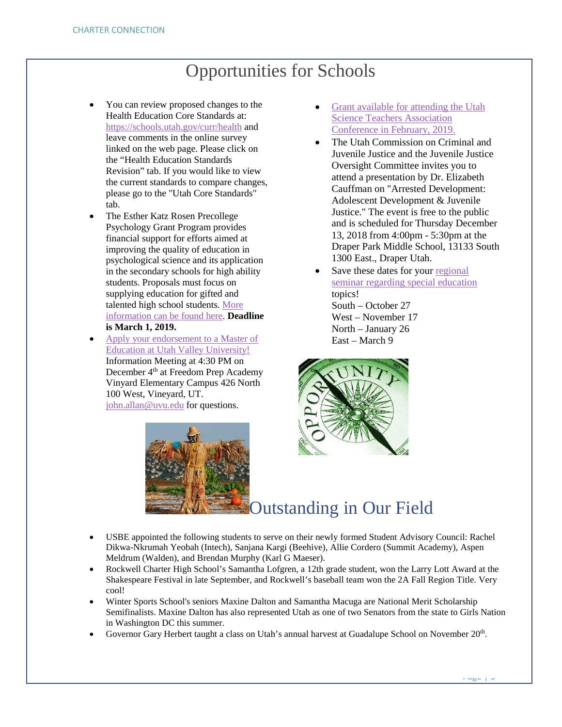# Opportunities for Schools

- You can review proposed changes to the Health Education Core Standards at: https://schools.utah.gov/curr/health and leave comments in the online survey linked on the web page. Please click on the "Health Education Standards Revision" tab. If you would like to view the current standards to compare changes, please go to the "Utah Core Standards" tab.
- The Esther Katz Rosen Precollege Psychology Grant Program provides financial support for efforts aimed at improving the quality of education in psychological science and its application in the secondary schools for high ability students. Proposals must focus on supplying education for gifted and talented high school students. More information can be found here. **Deadline is March 1, 2019.**
- Apply your endorsement to a Master of Education at Utah Valley University! Information Meeting at 4:30 PM on December 4th at Freedom Prep Academy Vinyard Elementary Campus 426 North 100 West, Vineyard, UT. john.allan@uvu.edu for questions.
- Grant available for attending the Utah Science Teachers Association Conference in February, 2019.
- The Utah Commission on Criminal and Juvenile Justice and the Juvenile Justice Oversight Committee invites you to attend a presentation by Dr. Elizabeth Cauffman on "Arrested Development: Adolescent Development & Juvenile Justice." The event is free to the public and is scheduled for Thursday December 13, 2018 from 4:00pm - 5:30pm at the Draper Park Middle School, 13133 South 1300 East., Draper Utah.
- Save these dates for your regional seminar regarding special education topics!
  South – October 27
  West – November 17
  North – January 26
  East – March 9

# Outstanding in Our Field

- USBE appointed the following students to serve on their newly formed Student Advisory Council: Rachel Dikwa-Nkrumah Yeobah (Intech), Sanjana Kargi (Beehive), Allie Cordero (Summit Academy), Aspen Meldrum (Walden), and Brendan Murphy (Karl G Maeser).
- Rockwell Charter High School's Samantha Lofgren, a 12th grade student, won the Larry Lott Award at the Shakespeare Festival in late September, and Rockwell's baseball team won the 2A Fall Region Title. Very cool!
- Winter Sports School's seniors Maxine Dalton and Samantha Macuga are National Merit Scholarship Semifinalists. Maxine Dalton has also represented Utah as one of two Senators from the state to Girls Nation in Washington DC this summer.
- Governor Gary Herbert taught a class on Utah's annual harvest at Guadalupe School on November 20th.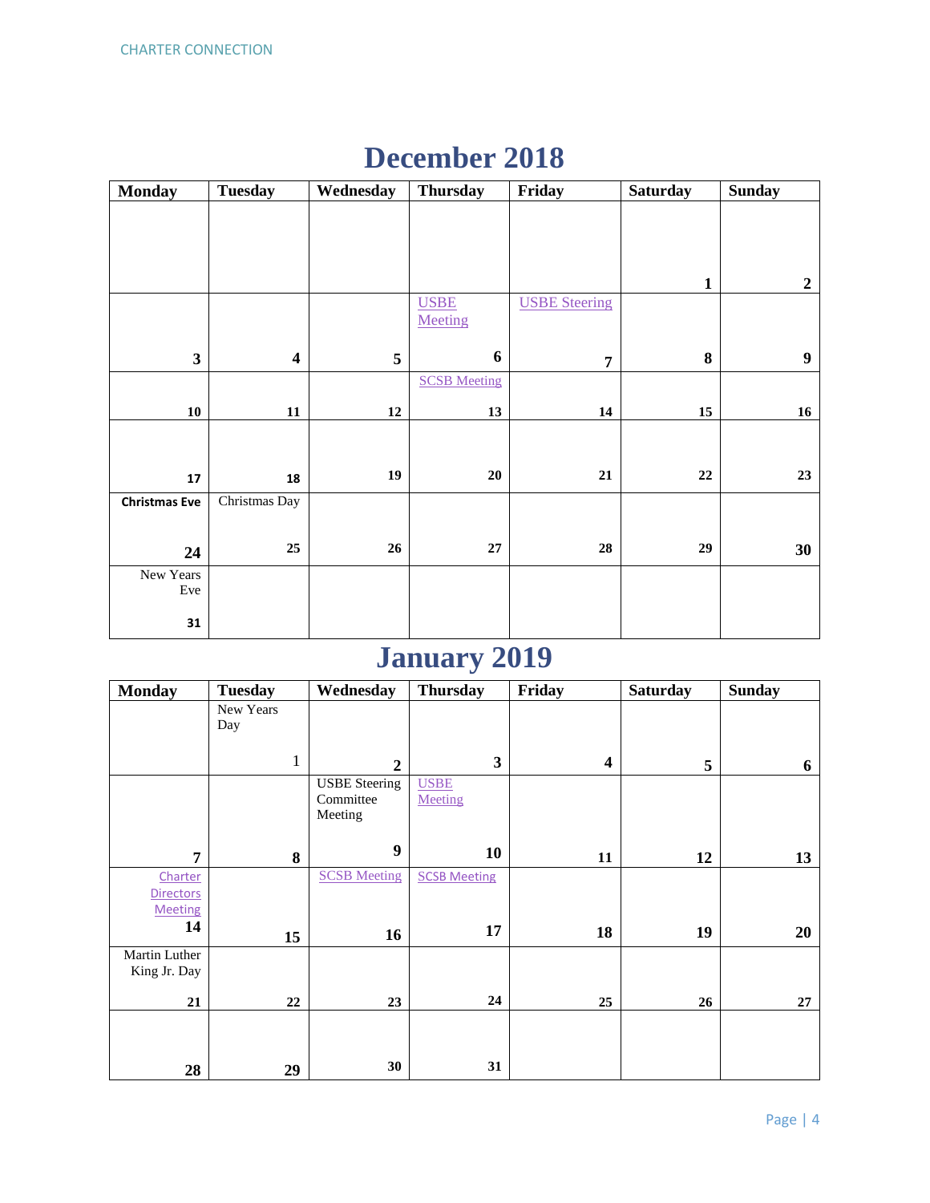# December 2018

| Monday | Tuesday | Wednesday | Thursday | Friday | Saturday | Sunday |
|---|---|---|---|---|---|---|
| | | | | | 1 | 2 |
| 3 | 4 | 5 | USBE Meeting 6 | USBE Steering 7 | 8 | 9 |
| 10 | 11 | 12 | SCSB Meeting 13 | 14 | 15 | 16 |
| 17 | 18 | 19 | 20 | 21 | 22 | 23 |
| **Christmas Eve** 24 | Christmas Day 25 | 26 | 27 | 28 | 29 | 30 |
| New Years Eve 31 | | | | | | |

# January 2019

| Monday | Tuesday | Wednesday | Thursday | Friday | Saturday | Sunday |
|---|---|---|---|---|---|---|
| | New Years Day 1 | 2 | 3 | 4 | 5 | 6 |
| 7 | 8 | USBE Steering Committee Meeting 9 | USBE Meeting 10 | 11 | 12 | 13 |
| Charter Directors Meeting 14 | 15 | SCSB Meeting 16 | SCSB Meeting 17 | 18 | 19 | 20 |
| Martin Luther King Jr. Day 21 | 22 | 23 | 24 | 25 | 26 | 27 |
| 28 | 29 | 30 | 31 | | | |